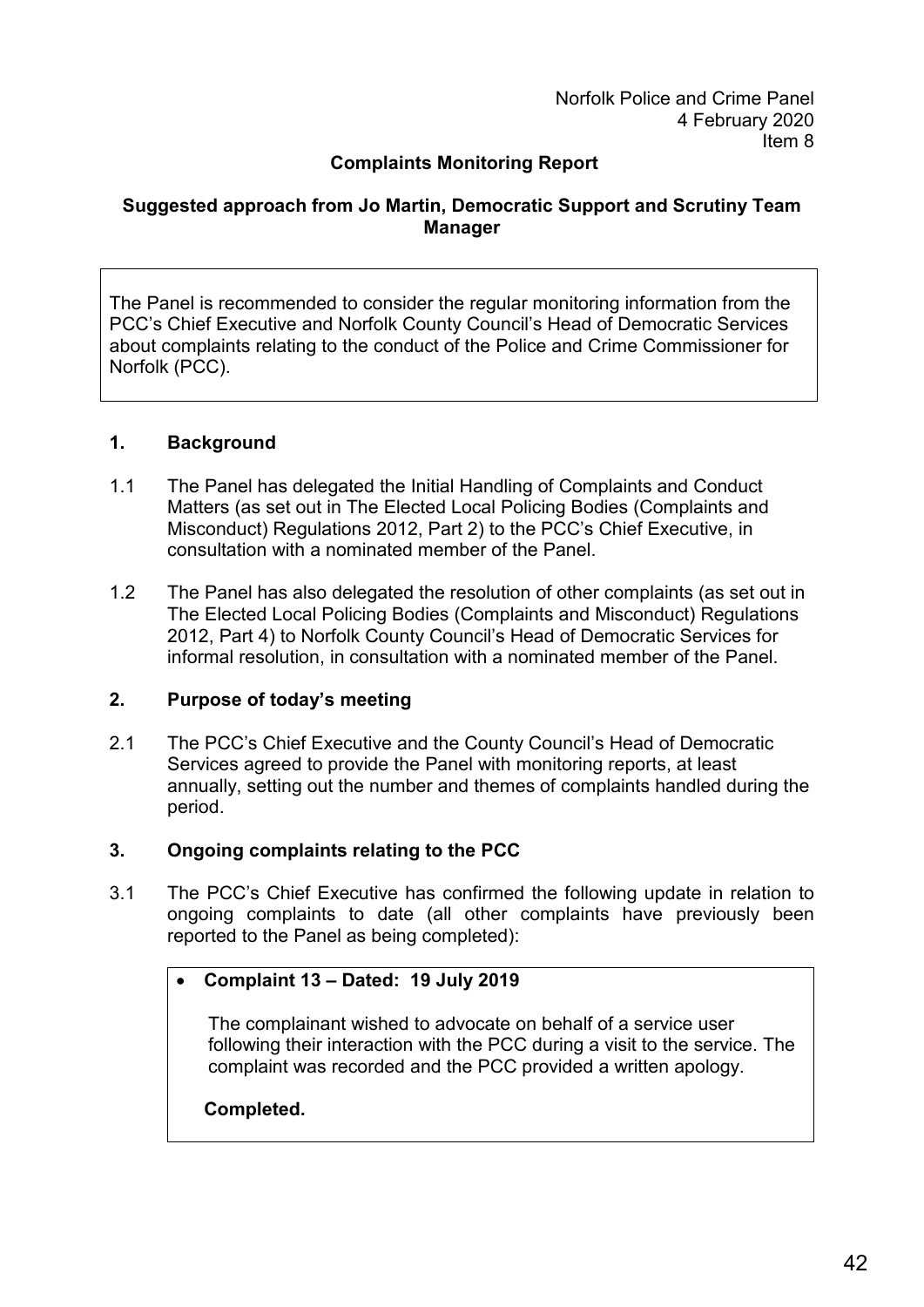Norfolk Police and Crime Panel
4 February 2020
Item 8

**Complaints Monitoring Report**

**Suggested approach from Jo Martin, Democratic Support and Scrutiny Team Manager**

The Panel is recommended to consider the regular monitoring information from the PCC's Chief Executive and Norfolk County Council's Head of Democratic Services about complaints relating to the conduct of the Police and Crime Commissioner for Norfolk (PCC).

## 1. Background

1.1 The Panel has delegated the Initial Handling of Complaints and Conduct Matters (as set out in The Elected Local Policing Bodies (Complaints and Misconduct) Regulations 2012, Part 2) to the PCC's Chief Executive, in consultation with a nominated member of the Panel.

1.2 The Panel has also delegated the resolution of other complaints (as set out in The Elected Local Policing Bodies (Complaints and Misconduct) Regulations 2012, Part 4) to Norfolk County Council's Head of Democratic Services for informal resolution, in consultation with a nominated member of the Panel.

## 2. Purpose of today's meeting

2.1 The PCC's Chief Executive and the County Council's Head of Democratic Services agreed to provide the Panel with monitoring reports, at least annually, setting out the number and themes of complaints handled during the period.

## 3. Ongoing complaints relating to the PCC

3.1 The PCC's Chief Executive has confirmed the following update in relation to ongoing complaints to date (all other complaints have previously been reported to the Panel as being completed):

- **Complaint 13 – Dated: 19 July 2019**

  The complainant wished to advocate on behalf of a service user following their interaction with the PCC during a visit to the service. The complaint was recorded and the PCC provided a written apology.

  **Completed.**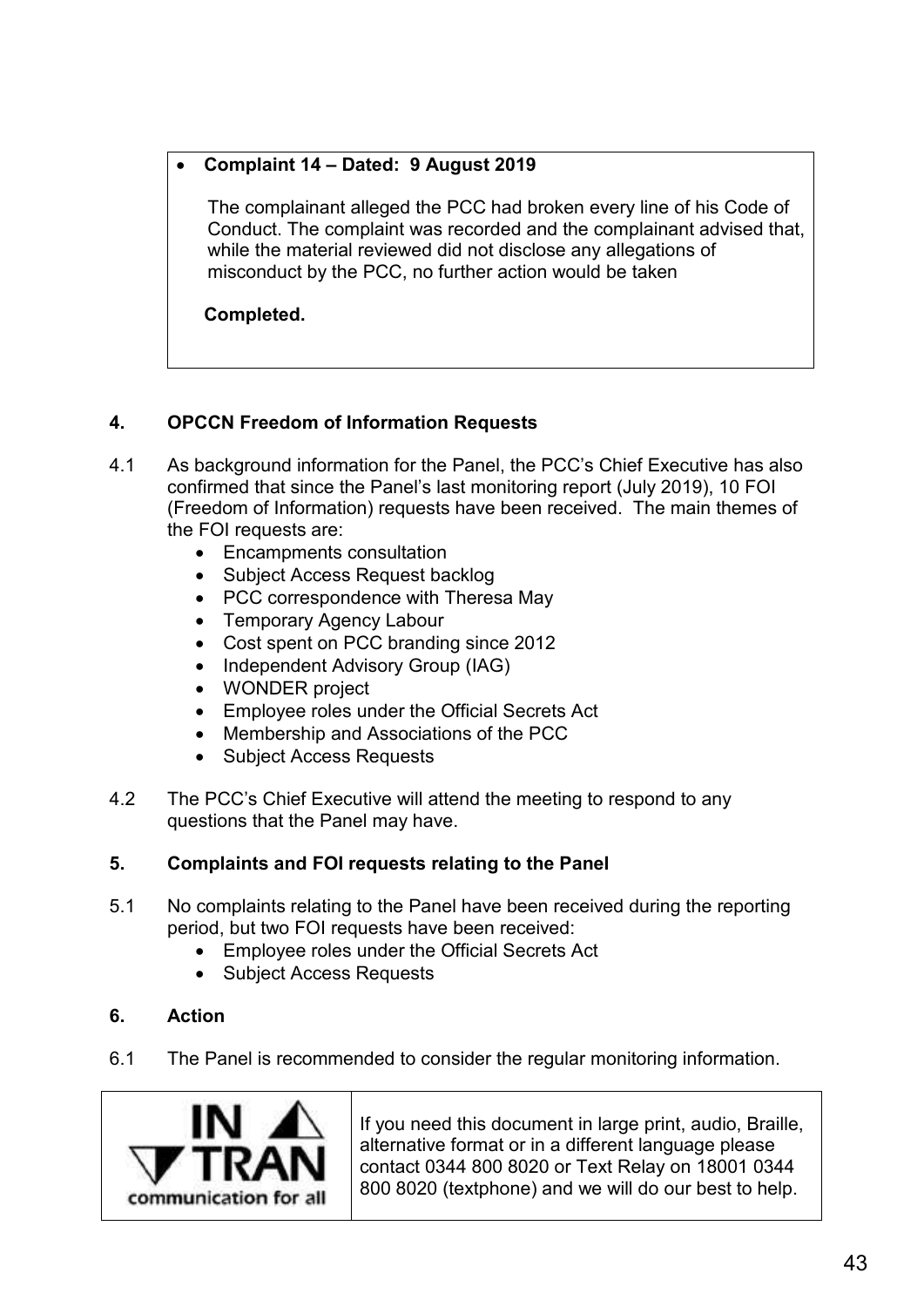- **Complaint 14 – Dated: 9 August 2019**

  The complainant alleged the PCC had broken every line of his Code of Conduct. The complaint was recorded and the complainant advised that, while the material reviewed did not disclose any allegations of misconduct by the PCC, no further action would be taken

  **Completed.**

## 4. OPCCN Freedom of Information Requests

4.1 As background information for the Panel, the PCC's Chief Executive has also confirmed that since the Panel's last monitoring report (July 2019), 10 FOI (Freedom of Information) requests have been received. The main themes of the FOI requests are:

- Encampments consultation
- Subject Access Request backlog
- PCC correspondence with Theresa May
- Temporary Agency Labour
- Cost spent on PCC branding since 2012
- Independent Advisory Group (IAG)
- WONDER project
- Employee roles under the Official Secrets Act
- Membership and Associations of the PCC
- Subject Access Requests

4.2 The PCC's Chief Executive will attend the meeting to respond to any questions that the Panel may have.

## 5. Complaints and FOI requests relating to the Panel

5.1 No complaints relating to the Panel have been received during the reporting period, but two FOI requests have been received:

- Employee roles under the Official Secrets Act
- Subject Access Requests

## 6. Action

6.1 The Panel is recommended to consider the regular monitoring information.

| | |
|---|---|
| IN TRAN communication for all | If you need this document in large print, audio, Braille, alternative format or in a different language please contact 0344 800 8020 or Text Relay on 18001 0344 800 8020 (textphone) and we will do our best to help. |